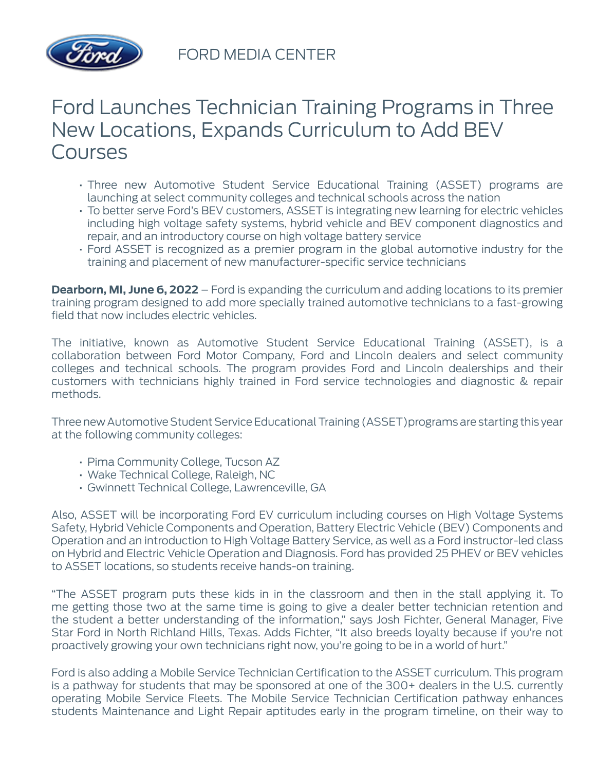FORD MEDIA CENTER

# Ford Launches Technician Training Programs in Three New Locations, Expands Curriculum to Add BEV Courses

- Three new Automotive Student Service Educational Training (ASSET) programs are launching at select community colleges and technical schools across the nation
- To better serve Ford's BEV customers, ASSET is integrating new learning for electric vehicles including high voltage safety systems, hybrid vehicle and BEV component diagnostics and repair, and an introductory course on high voltage battery service
- Ford ASSET is recognized as a premier program in the global automotive industry for the training and placement of new manufacturer-specific service technicians

**Dearborn, MI, June 6, 2022** – Ford is expanding the curriculum and adding locations to its premier training program designed to add more specially trained automotive technicians to a fast-growing field that now includes electric vehicles.

The initiative, known as Automotive Student Service Educational Training (ASSET), is a collaboration between Ford Motor Company, Ford and Lincoln dealers and select community colleges and technical schools. The program provides Ford and Lincoln dealerships and their customers with technicians highly trained in Ford service technologies and diagnostic & repair methods.

Three new Automotive Student Service Educational Training (ASSET)programs are starting this year at the following community colleges:

- Pima Community College, Tucson AZ
- Wake Technical College, Raleigh, NC
- Gwinnett Technical College, Lawrenceville, GA

Also, ASSET will be incorporating Ford EV curriculum including courses on High Voltage Systems Safety, Hybrid Vehicle Components and Operation, Battery Electric Vehicle (BEV) Components and Operation and an introduction to High Voltage Battery Service, as well as a Ford instructor-led class on Hybrid and Electric Vehicle Operation and Diagnosis. Ford has provided 25 PHEV or BEV vehicles to ASSET locations, so students receive hands-on training.

"The ASSET program puts these kids in in the classroom and then in the stall applying it. To me getting those two at the same time is going to give a dealer better technician retention and the student a better understanding of the information," says Josh Fichter, General Manager, Five Star Ford in North Richland Hills, Texas. Adds Fichter, "It also breeds loyalty because if you're not proactively growing your own technicians right now, you're going to be in a world of hurt."

Ford is also adding a Mobile Service Technician Certification to the ASSET curriculum. This program is a pathway for students that may be sponsored at one of the 300+ dealers in the U.S. currently operating Mobile Service Fleets. The Mobile Service Technician Certification pathway enhances students Maintenance and Light Repair aptitudes early in the program timeline, on their way to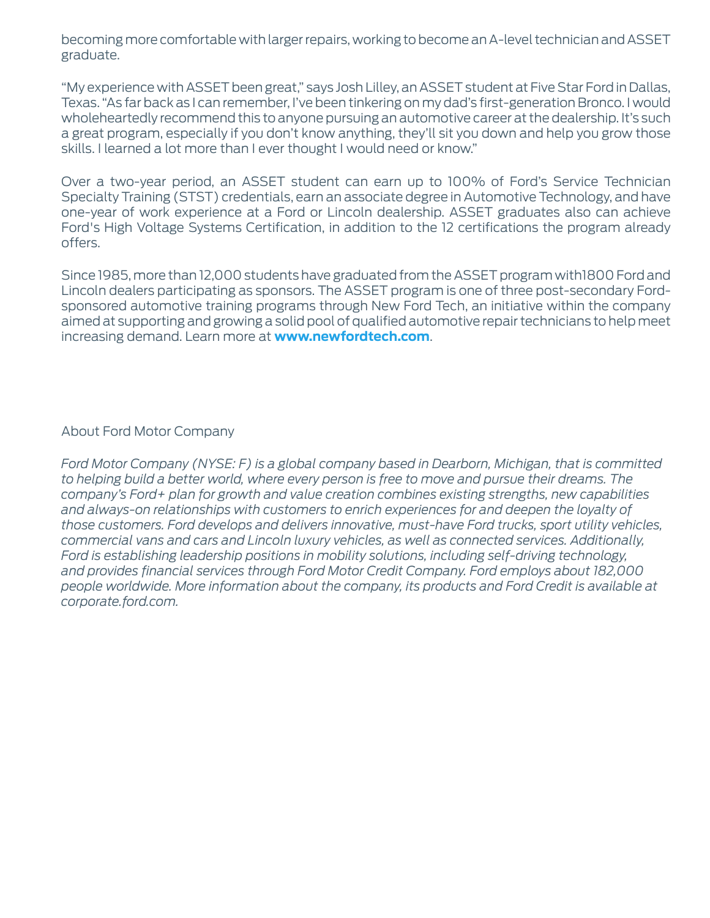becoming more comfortable with larger repairs, working to become an A-level technician and ASSET graduate.

"My experience with ASSET been great," says Josh Lilley, an ASSET student at Five Star Ford in Dallas, Texas. "As far back as I can remember, I've been tinkering on my dad's first-generation Bronco. I would wholeheartedly recommend this to anyone pursuing an automotive career at the dealership. It's such a great program, especially if you don't know anything, they'll sit you down and help you grow those skills. I learned a lot more than I ever thought I would need or know."

Over a two-year period, an ASSET student can earn up to 100% of Ford's Service Technician Specialty Training (STST) credentials, earn an associate degree in Automotive Technology, and have one-year of work experience at a Ford or Lincoln dealership. ASSET graduates also can achieve Ford's High Voltage Systems Certification, in addition to the 12 certifications the program already offers.

Since 1985, more than 12,000 students have graduated from the ASSET program with1800 Ford and Lincoln dealers participating as sponsors. The ASSET program is one of three post-secondary Ford-sponsored automotive training programs through New Ford Tech, an initiative within the company aimed at supporting and growing a solid pool of qualified automotive repair technicians to help meet increasing demand. Learn more at **www.newfordtech.com**.

## About Ford Motor Company

*Ford Motor Company (NYSE: F) is a global company based in Dearborn, Michigan, that is committed to helping build a better world, where every person is free to move and pursue their dreams. The company's Ford+ plan for growth and value creation combines existing strengths, new capabilities and always-on relationships with customers to enrich experiences for and deepen the loyalty of those customers. Ford develops and delivers innovative, must-have Ford trucks, sport utility vehicles, commercial vans and cars and Lincoln luxury vehicles, as well as connected services. Additionally, Ford is establishing leadership positions in mobility solutions, including self-driving technology, and provides financial services through Ford Motor Credit Company. Ford employs about 182,000 people worldwide. More information about the company, its products and Ford Credit is available at corporate.ford.com.*